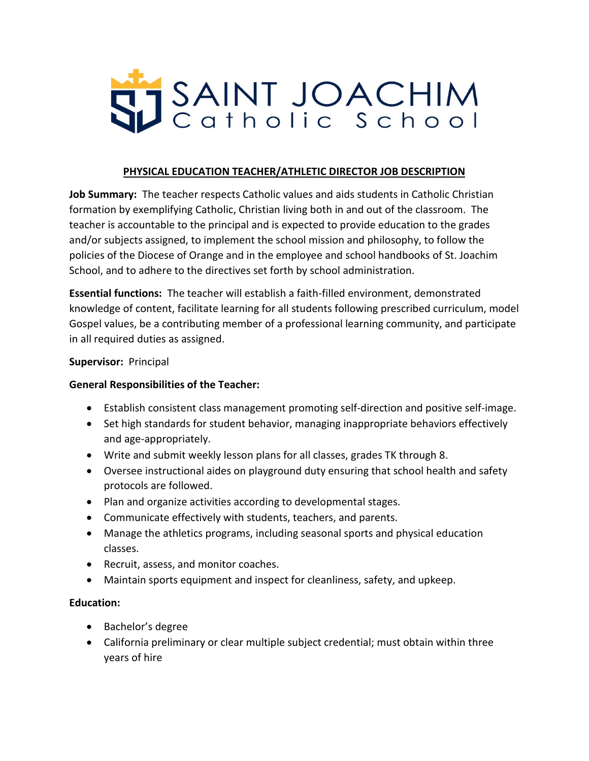# SAINT JOACHIM Catholic School

## PHYSICAL EDUCATION TEACHER/ATHLETIC DIRECTOR JOB DESCRIPTION

**Job Summary:** The teacher respects Catholic values and aids students in Catholic Christian formation by exemplifying Catholic, Christian living both in and out of the classroom. The teacher is accountable to the principal and is expected to provide education to the grades and/or subjects assigned, to implement the school mission and philosophy, to follow the policies of the Diocese of Orange and in the employee and school handbooks of St. Joachim School, and to adhere to the directives set forth by school administration.

**Essential functions:** The teacher will establish a faith-filled environment, demonstrated knowledge of content, facilitate learning for all students following prescribed curriculum, model Gospel values, be a contributing member of a professional learning community, and participate in all required duties as assigned.

**Supervisor:** Principal

**General Responsibilities of the Teacher:**

- Establish consistent class management promoting self-direction and positive self-image.
- Set high standards for student behavior, managing inappropriate behaviors effectively and age-appropriately.
- Write and submit weekly lesson plans for all classes, grades TK through 8.
- Oversee instructional aides on playground duty ensuring that school health and safety protocols are followed.
- Plan and organize activities according to developmental stages.
- Communicate effectively with students, teachers, and parents.
- Manage the athletics programs, including seasonal sports and physical education classes.
- Recruit, assess, and monitor coaches.
- Maintain sports equipment and inspect for cleanliness, safety, and upkeep.

**Education:**

- Bachelor's degree
- California preliminary or clear multiple subject credential; must obtain within three years of hire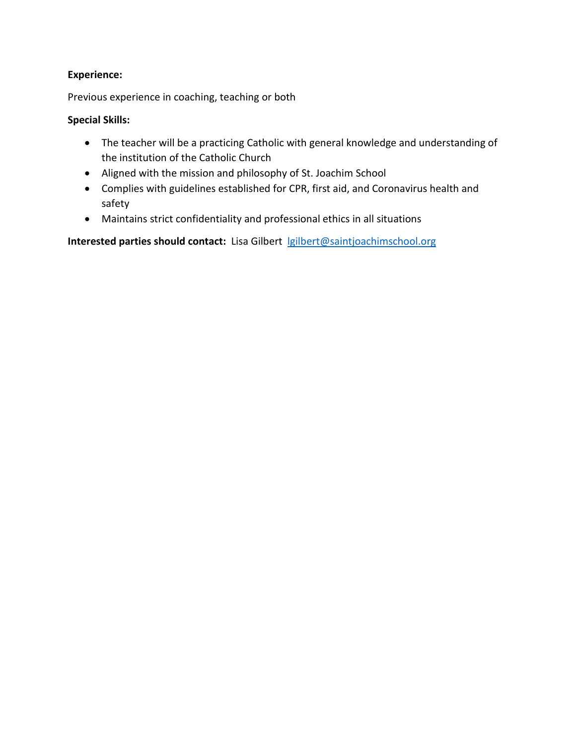**Experience:**

Previous experience in coaching, teaching or both

**Special Skills:**

- The teacher will be a practicing Catholic with general knowledge and understanding of the institution of the Catholic Church
- Aligned with the mission and philosophy of St. Joachim School
- Complies with guidelines established for CPR, first aid, and Coronavirus health and safety
- Maintains strict confidentiality and professional ethics in all situations

**Interested parties should contact:** Lisa Gilbert [lgilbert@saintjoachimschool.org](mailto:lgilbert@saintjoachimschool.org)